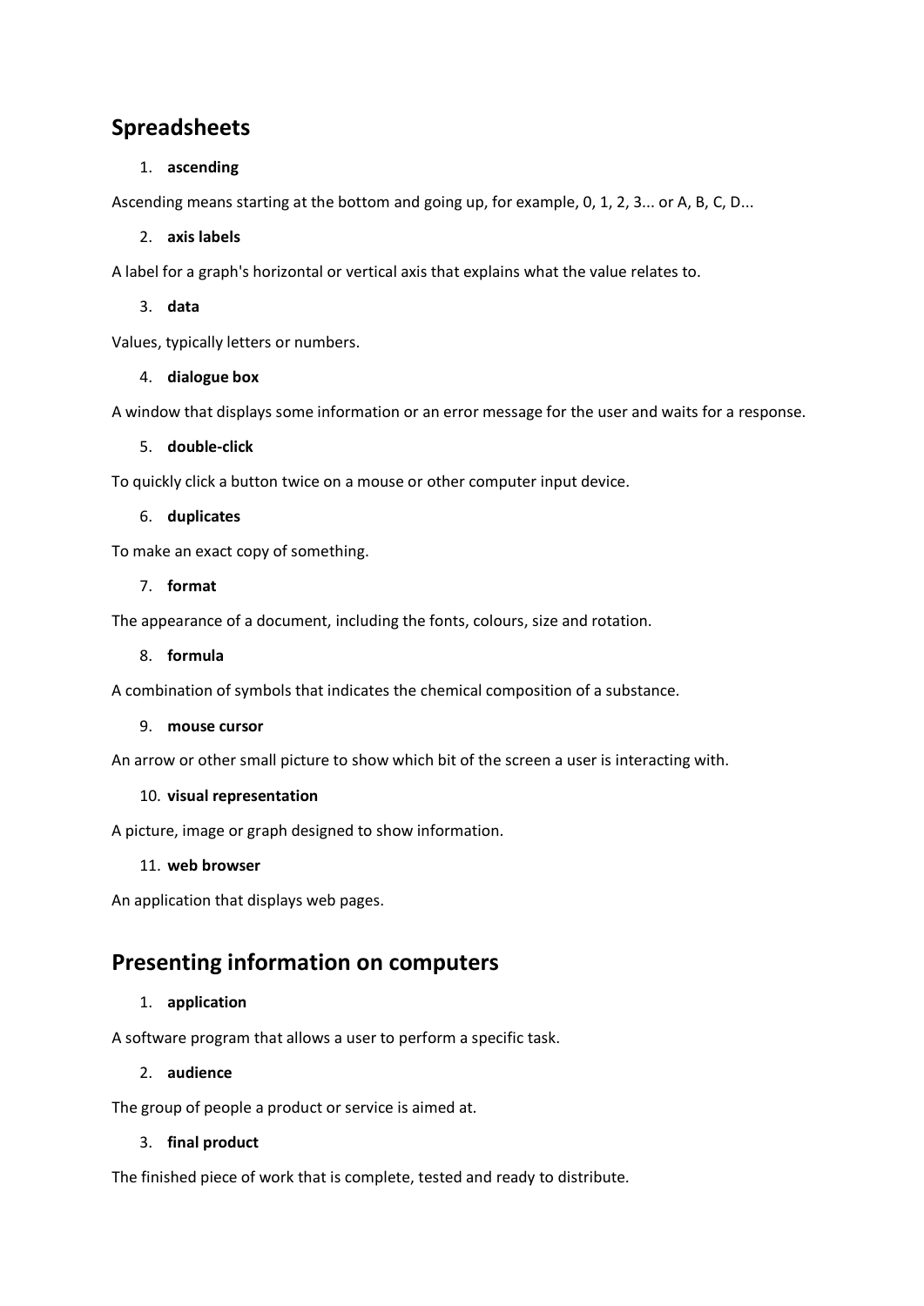## Spreadsheets

1. **ascending**

Ascending means starting at the bottom and going up, for example, 0, 1, 2, 3... or A, B, C, D...

2. **axis labels**

A label for a graph's horizontal or vertical axis that explains what the value relates to.

3. **data**

Values, typically letters or numbers.

4. **dialogue box**

A window that displays some information or an error message for the user and waits for a response.

5. **double-click**

To quickly click a button twice on a mouse or other computer input device.

6. **duplicates**

To make an exact copy of something.

7. **format**

The appearance of a document, including the fonts, colours, size and rotation.

8. **formula**

A combination of symbols that indicates the chemical composition of a substance.

9. **mouse cursor**

An arrow or other small picture to show which bit of the screen a user is interacting with.

10. **visual representation**

A picture, image or graph designed to show information.

11. **web browser**

An application that displays web pages.

## Presenting information on computers

1. **application**

A software program that allows a user to perform a specific task.

2. **audience**

The group of people a product or service is aimed at.

3. **final product**

The finished piece of work that is complete, tested and ready to distribute.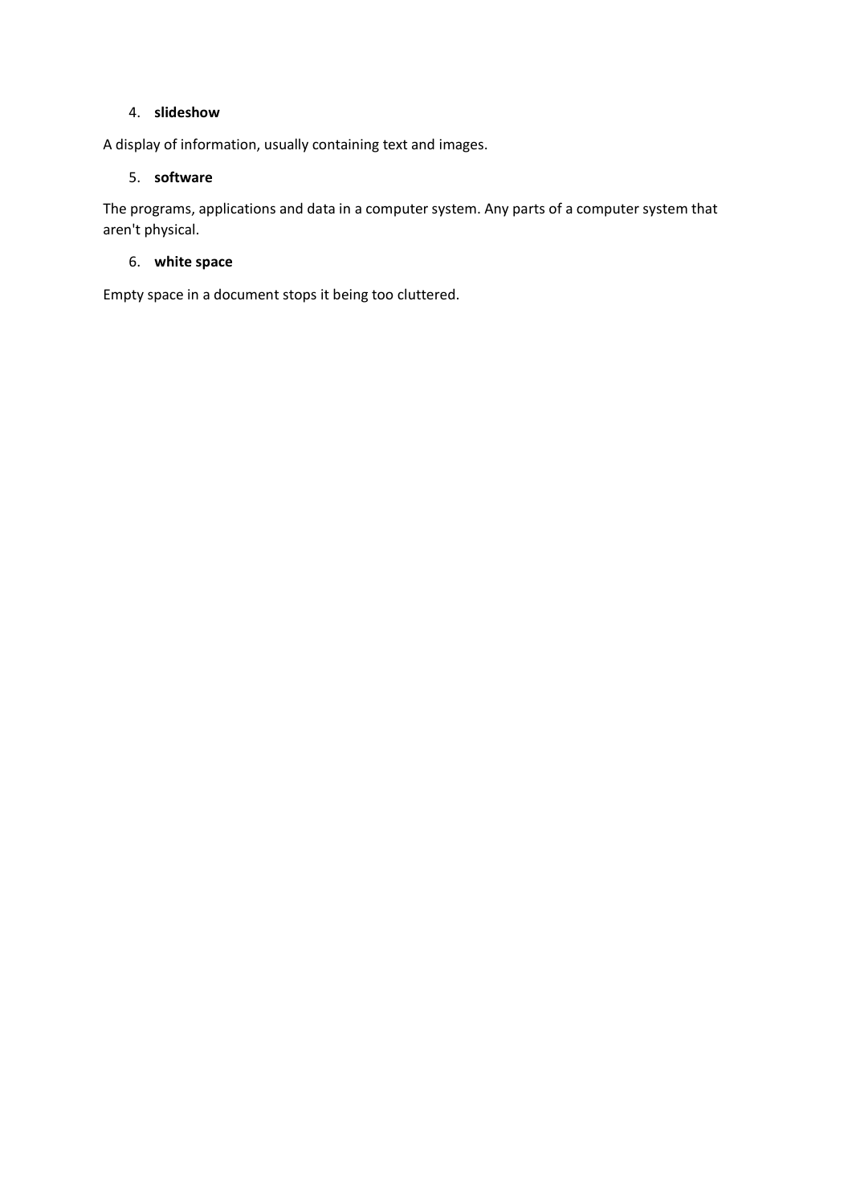4. **slideshow**

A display of information, usually containing text and images.

5. **software**

The programs, applications and data in a computer system. Any parts of a computer system that aren't physical.

6. **white space**

Empty space in a document stops it being too cluttered.